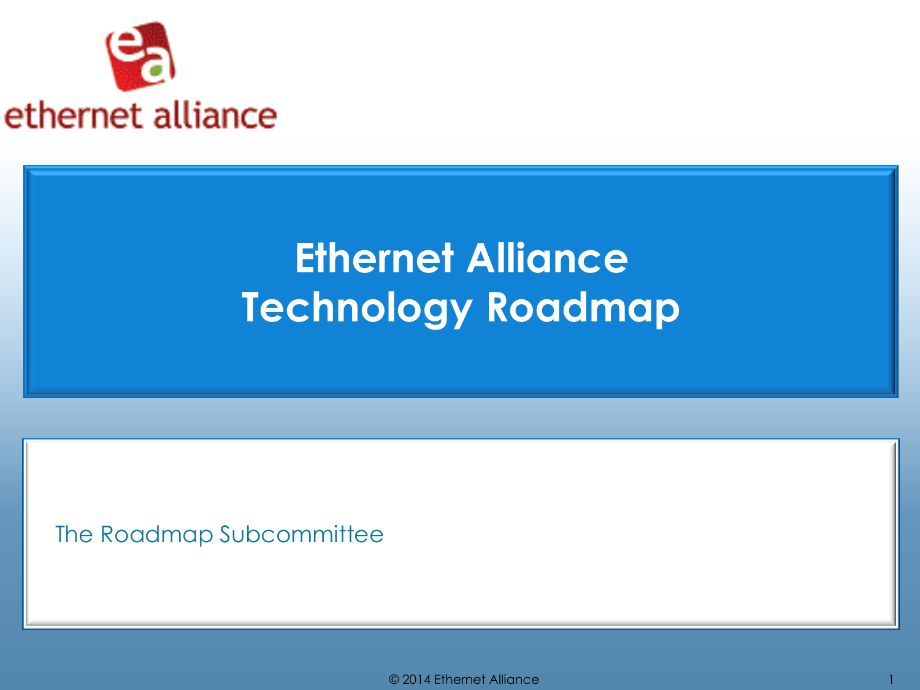ethernet alliance

# Ethernet Alliance Technology Roadmap

The Roadmap Subcommittee

© 2014 Ethernet Alliance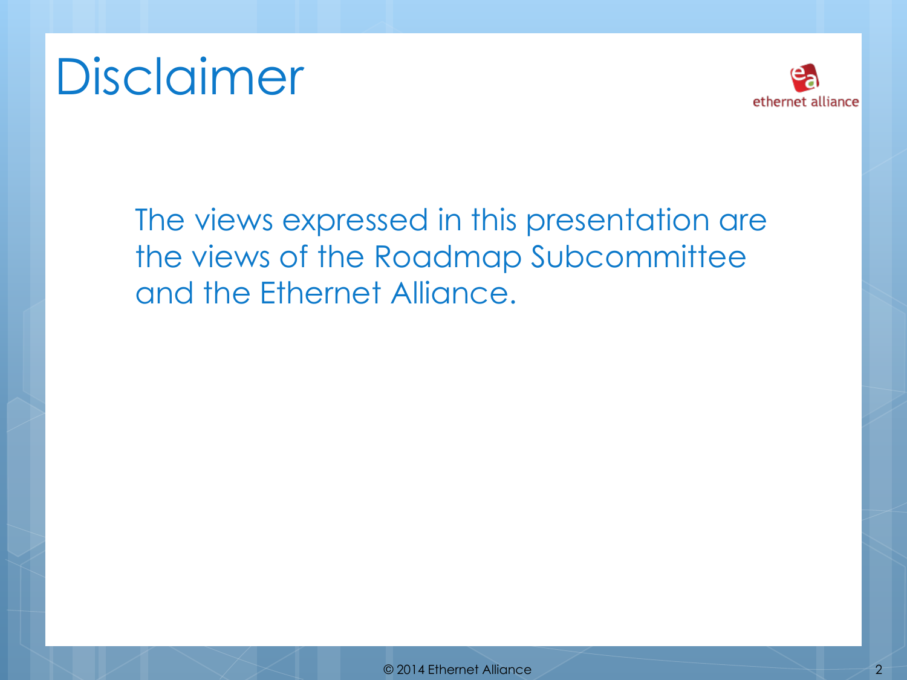# Disclaimer

The views expressed in this presentation are the views of the Roadmap Subcommittee and the Ethernet Alliance.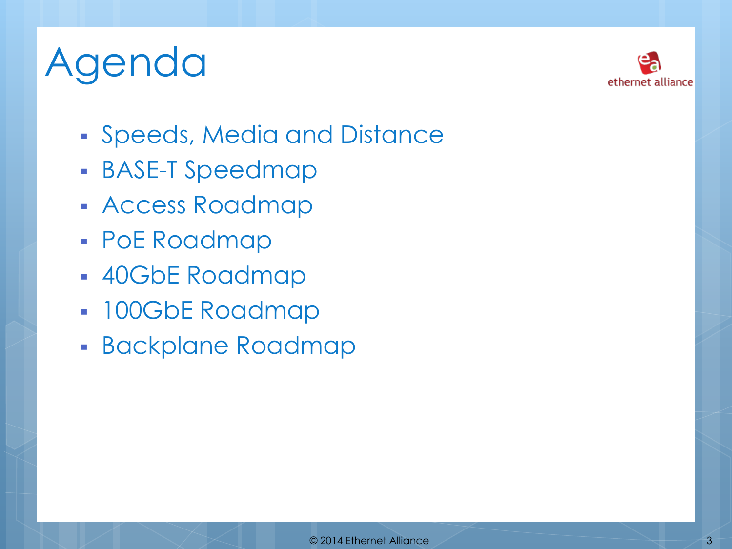# Agenda

- Speeds, Media and Distance
- BASE-T Speedmap
- Access Roadmap
- PoE Roadmap
- 40GbE Roadmap
- 100GbE Roadmap
- Backplane Roadmap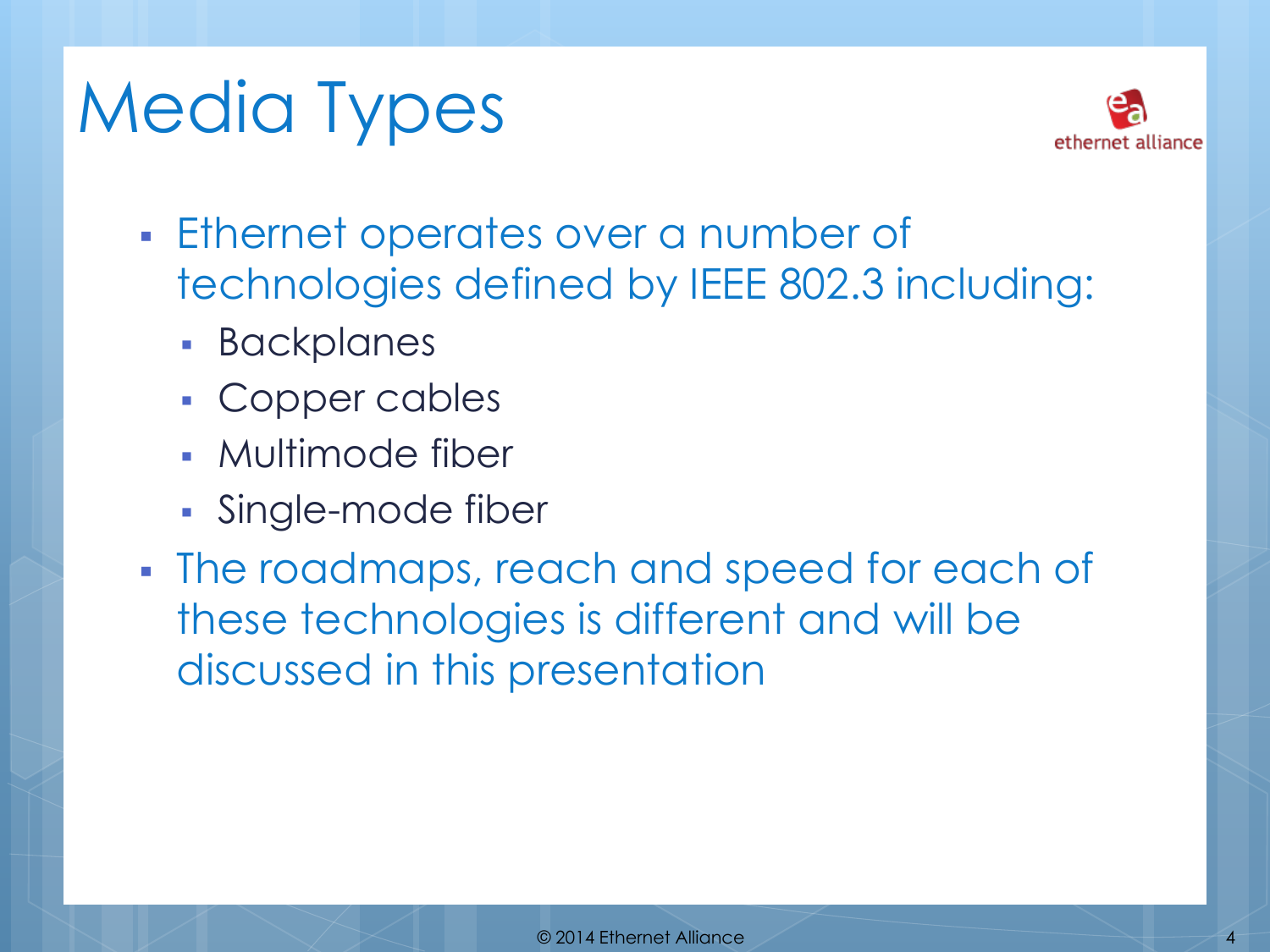# Media Types

- Ethernet operates over a number of technologies defined by IEEE 802.3 including:
  - Backplanes
  - Copper cables
  - Multimode fiber
  - Single-mode fiber
- The roadmaps, reach and speed for each of these technologies is different and will be discussed in this presentation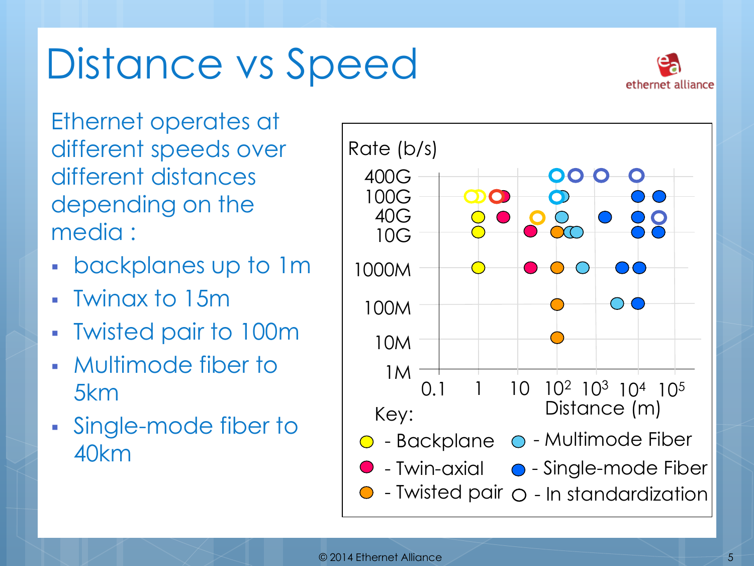# Distance vs Speed

Ethernet operates at different speeds over different distances depending on the media :

- backplanes up to 1m
- Twinax to 15m
- Twisted pair to 100m
- Multimode fiber to 5km
- Single-mode fiber to 40km

Rate (b/s)

400G
100G
40G
10G
1000M
100M
10M
1M

0.1 1 10 $10^2$ $10^3$ $10^4$ $10^5$
Distance (m)

Key:

- Backplane
- Twin-axial
- Twisted pair
- Multimode Fiber
- Single-mode Fiber
- In standardization

© 2014 Ethernet Alliance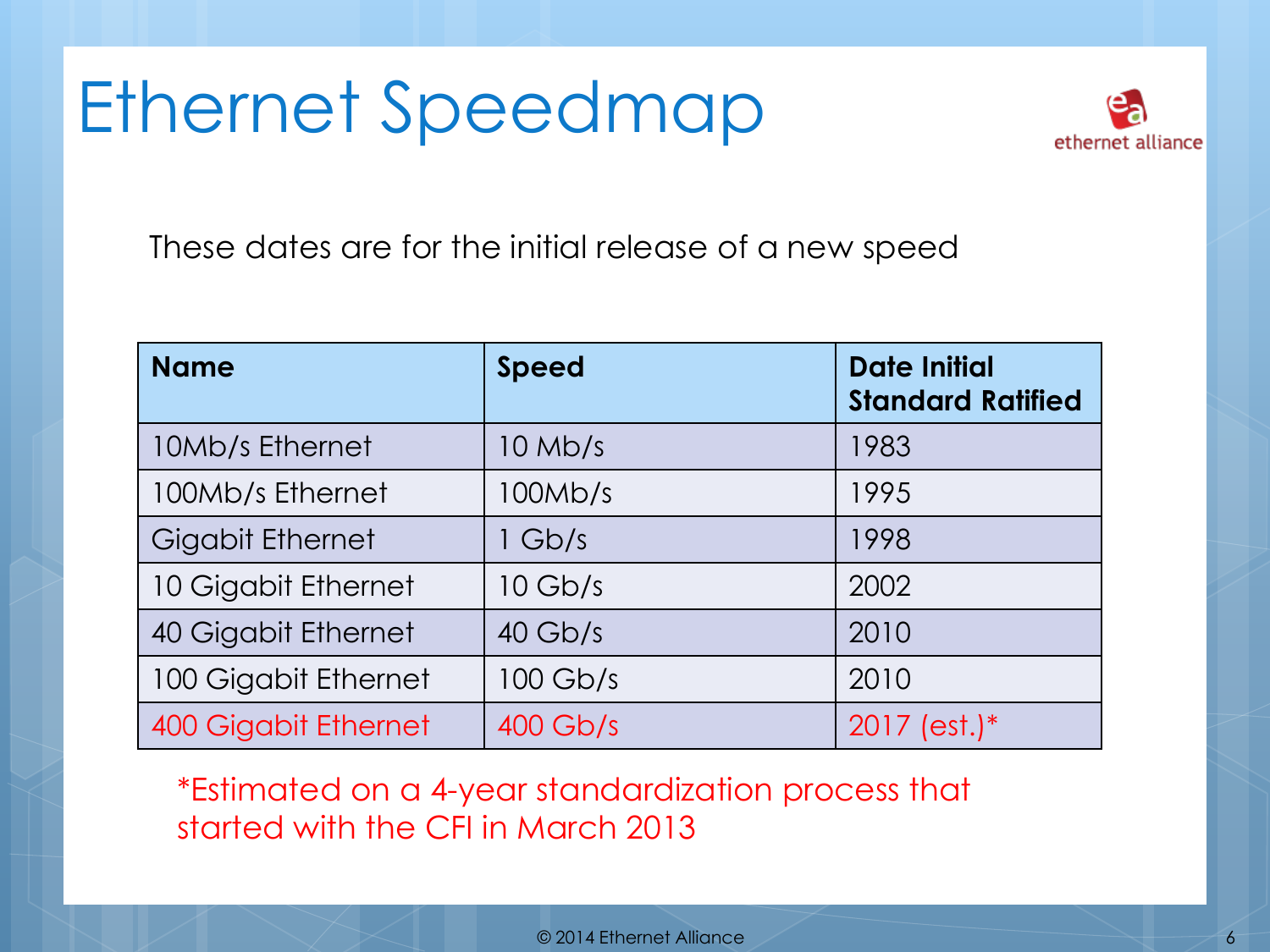# Ethernet Speedmap

These dates are for the initial release of a new speed

| Name | Speed | Date Initial Standard Ratified |
|---|---|---|
| 10Mb/s Ethernet | 10 Mb/s | 1983 |
| 100Mb/s Ethernet | 100Mb/s | 1995 |
| Gigabit Ethernet | 1 Gb/s | 1998 |
| 10 Gigabit Ethernet | 10 Gb/s | 2002 |
| 40 Gigabit Ethernet | 40 Gb/s | 2010 |
| 100 Gigabit Ethernet | 100 Gb/s | 2010 |
| 400 Gigabit Ethernet | 400 Gb/s | 2017 (est.)* |

*Estimated on a 4-year standardization process that started with the CFI in March 2013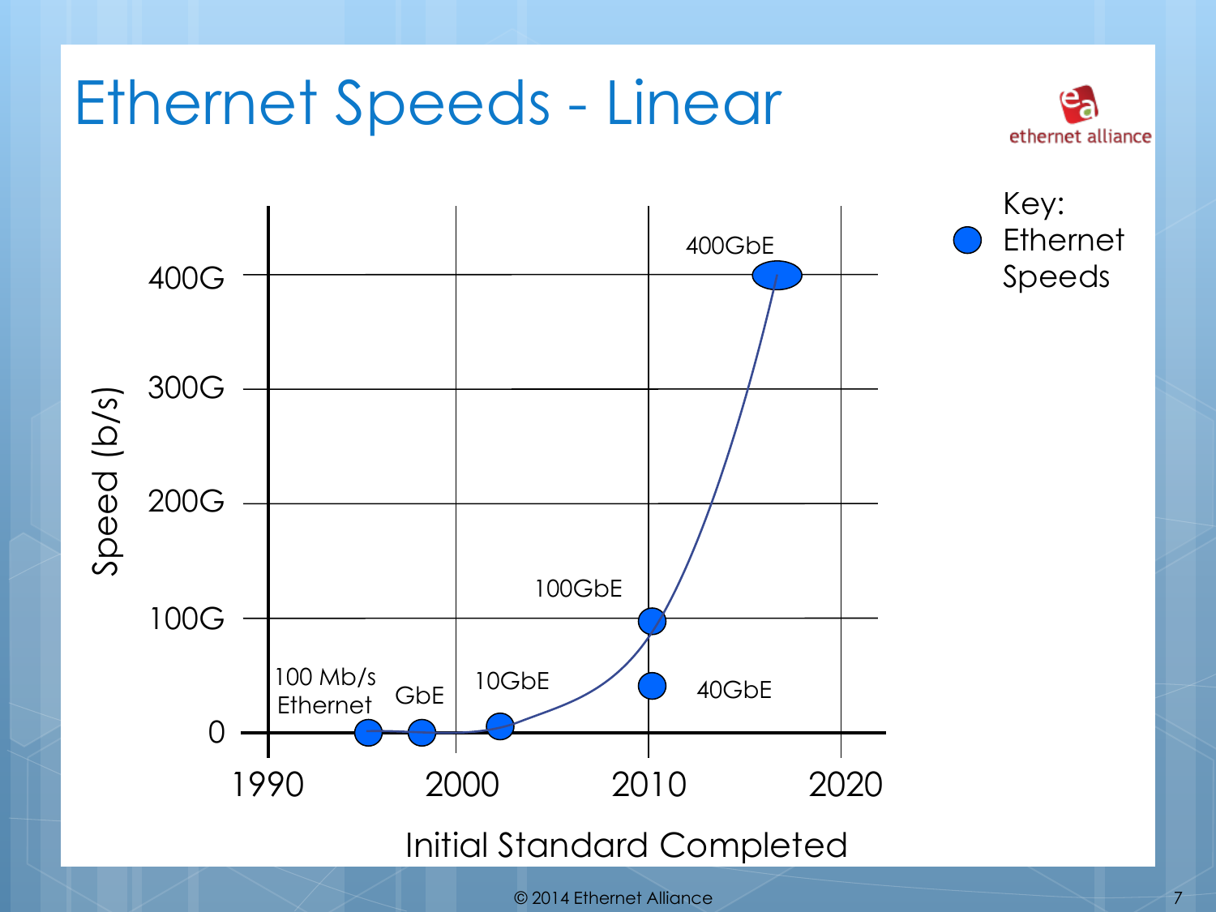# Ethernet Speeds - Linear

Speed (b/s)

400G
300G
200G
100G
0

1990 2000 2010 2020

Initial Standard Completed

100 Mb/s Ethernet
GbE
10GbE
40GbE
100GbE
400GbE

Key:
Ethernet Speeds

© 2014 Ethernet Alliance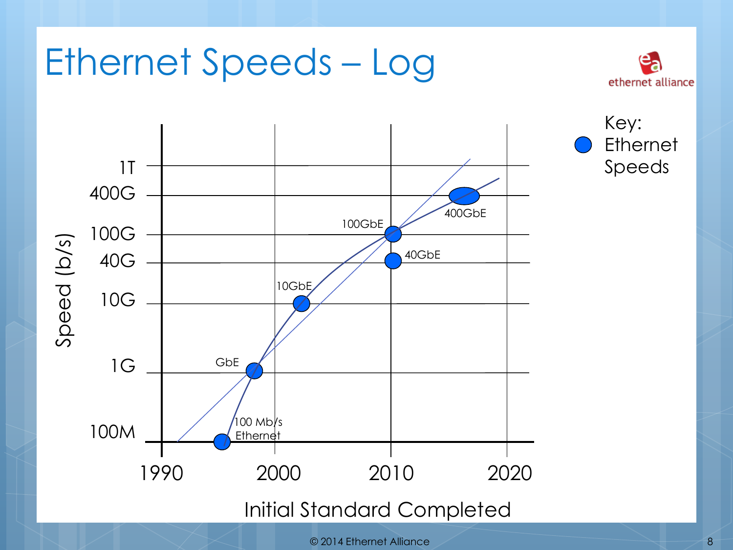# Ethernet Speeds – Log

Speed (b/s): 1T, 400G, 100G, 40G, 10G, 1G, 100M

Initial Standard Completed: 1990, 2000, 2010, 2020

100 Mb/s Ethernet, GbE, 10GbE, 100GbE, 40GbE, 400GbE

Key:
- Ethernet Speeds

© 2014 Ethernet Alliance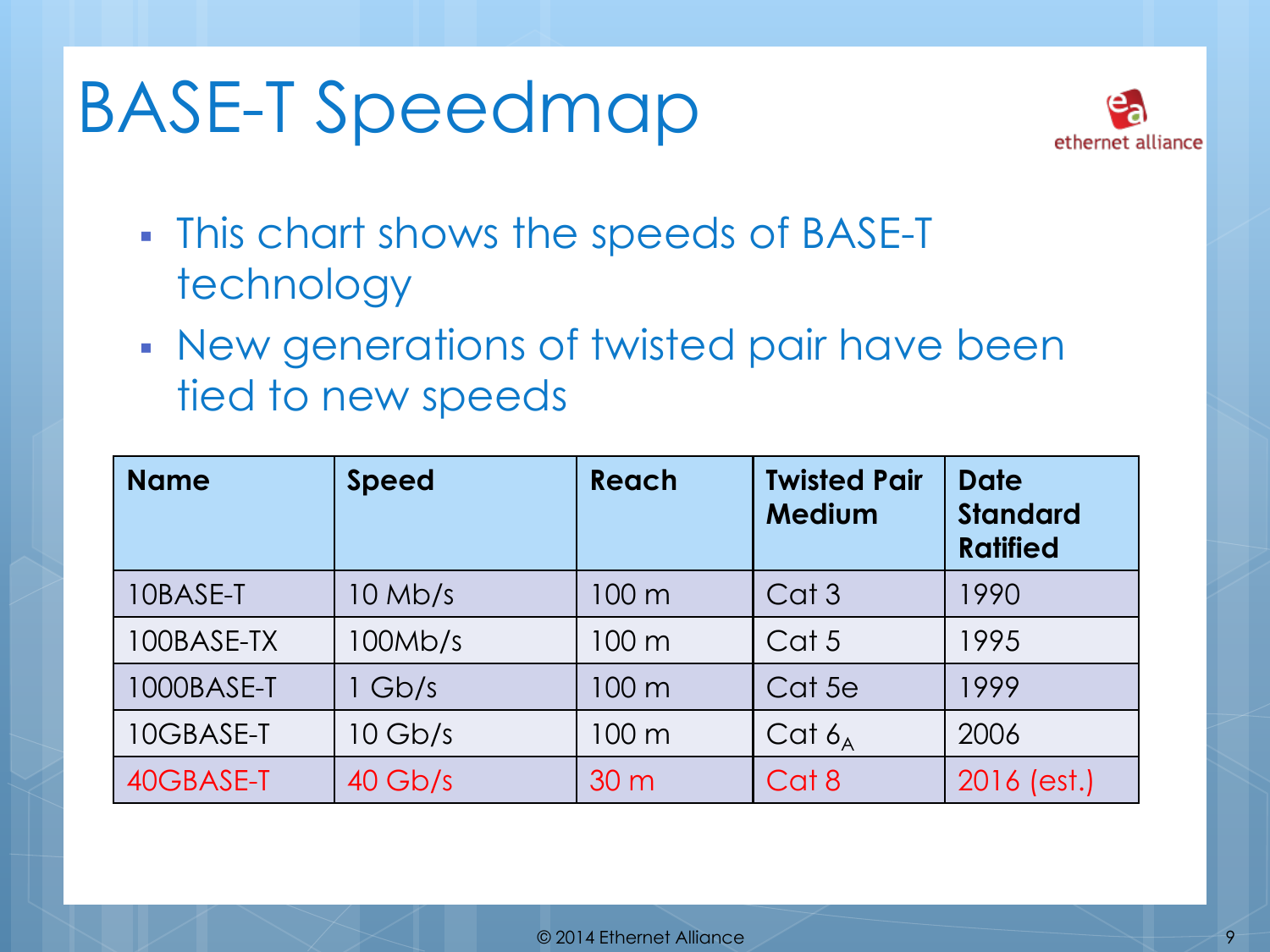# BASE-T Speedmap

- This chart shows the speeds of BASE-T technology
- New generations of twisted pair have been tied to new speeds

| Name | Speed | Reach | Twisted Pair Medium | Date Standard Ratified |
|---|---|---|---|---|
| 10BASE-T | 10 Mb/s | 100 m | Cat 3 | 1990 |
| 100BASE-TX | 100Mb/s | 100 m | Cat 5 | 1995 |
| 1000BASE-T | 1 Gb/s | 100 m | Cat 5e | 1999 |
| 10GBASE-T | 10 Gb/s | 100 m | Cat $6_A$ | 2006 |
| 40GBASE-T | 40 Gb/s | 30 m | Cat 8 | 2016 (est.) |

© 2014 Ethernet Alliance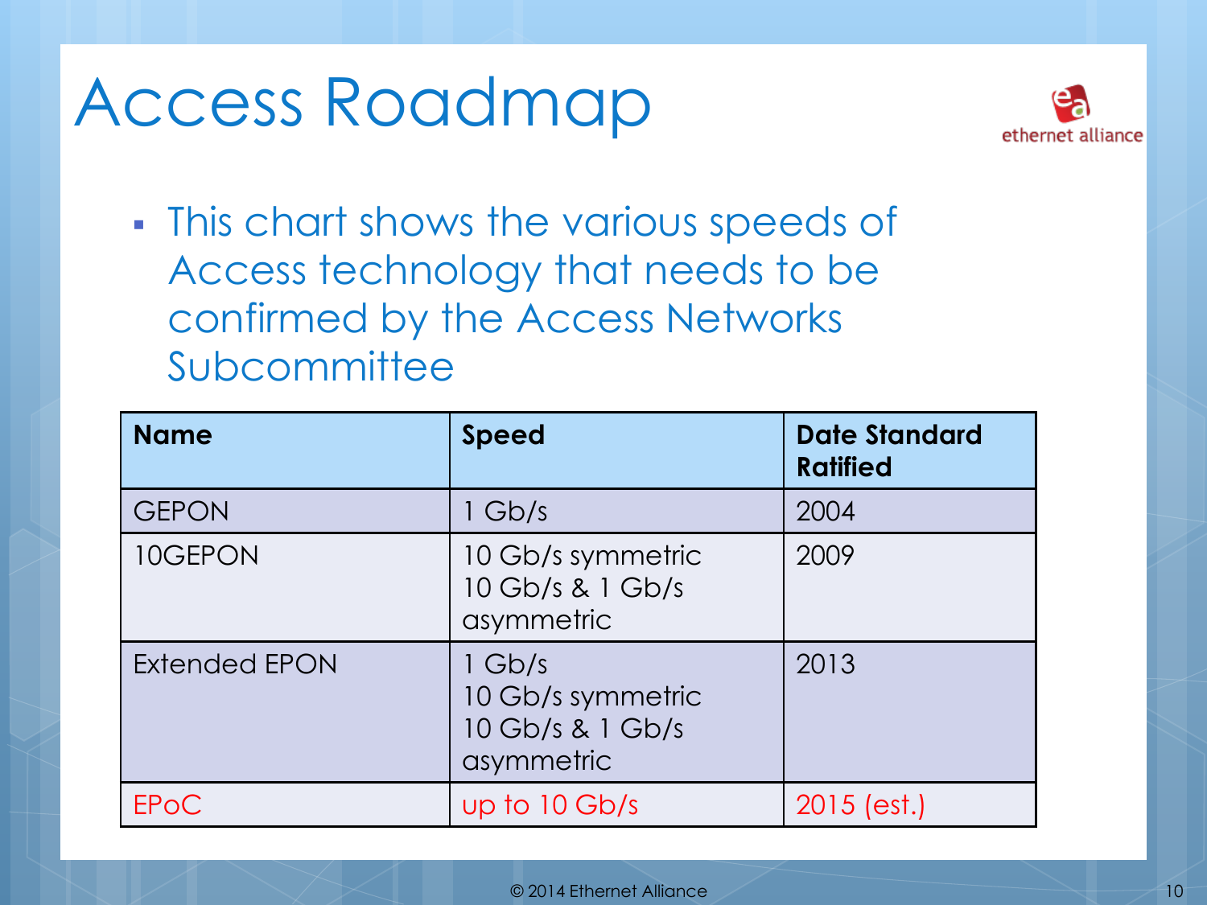# Access Roadmap

- This chart shows the various speeds of Access technology that needs to be confirmed by the Access Networks Subcommittee

| Name | Speed | Date Standard Ratified |
|---|---|---|
| GEPON | 1 Gb/s | 2004 |
| 10GEPON | 10 Gb/s symmetric<br>10 Gb/s & 1 Gb/s asymmetric | 2009 |
| Extended EPON | 1 Gb/s<br>10 Gb/s symmetric<br>10 Gb/s & 1 Gb/s asymmetric | 2013 |
| EPoC | up to 10 Gb/s | 2015 (est.) |

© 2014 Ethernet Alliance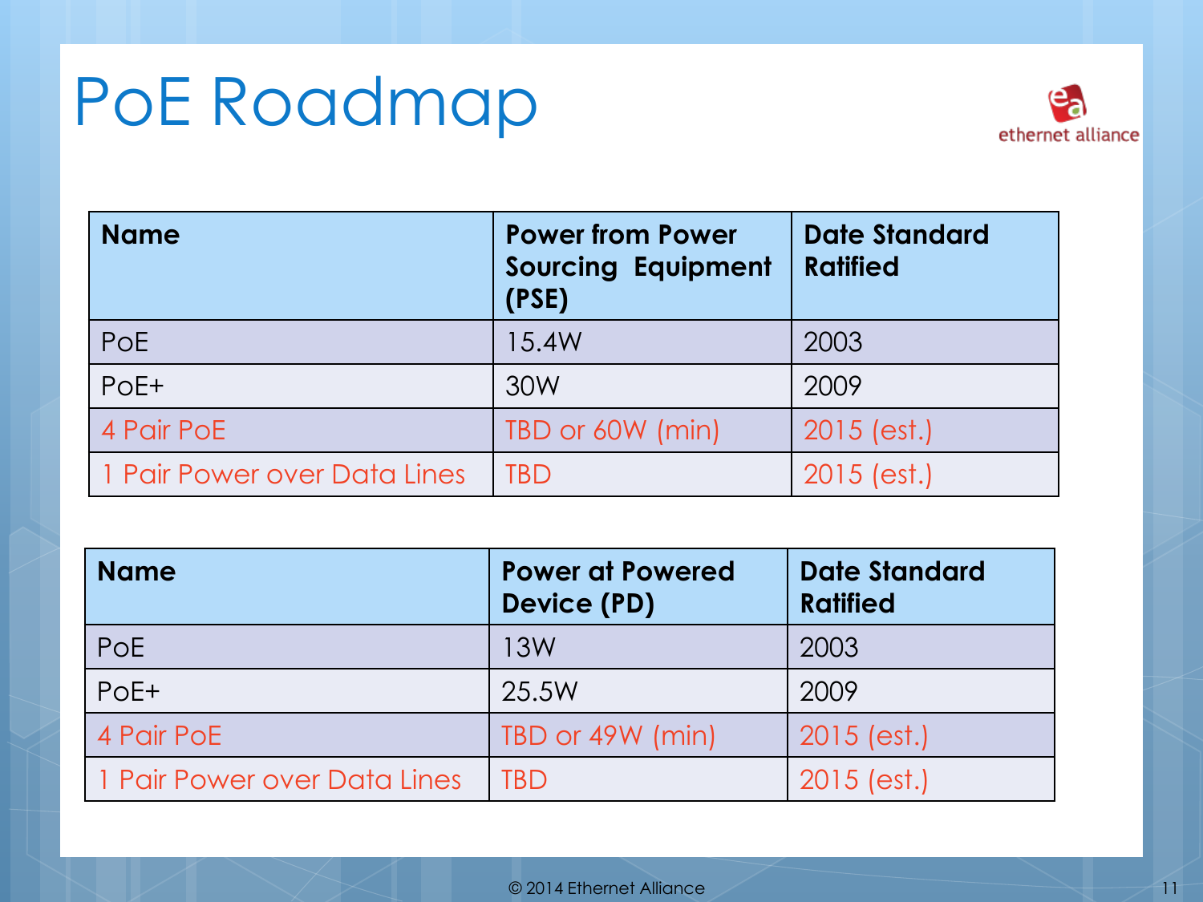# PoE Roadmap

| Name | Power from Power Sourcing Equipment (PSE) | Date Standard Ratified |
|---|---|---|
| PoE | 15.4W | 2003 |
| PoE+ | 30W | 2009 |
| 4 Pair PoE | TBD or 60W (min) | 2015 (est.) |
| 1 Pair Power over Data Lines | TBD | 2015 (est.) |

| Name | Power at Powered Device (PD) | Date Standard Ratified |
|---|---|---|
| PoE | 13W | 2003 |
| PoE+ | 25.5W | 2009 |
| 4 Pair PoE | TBD or 49W (min) | 2015 (est.) |
| 1 Pair Power over Data Lines | TBD | 2015 (est.) |

© 2014 Ethernet Alliance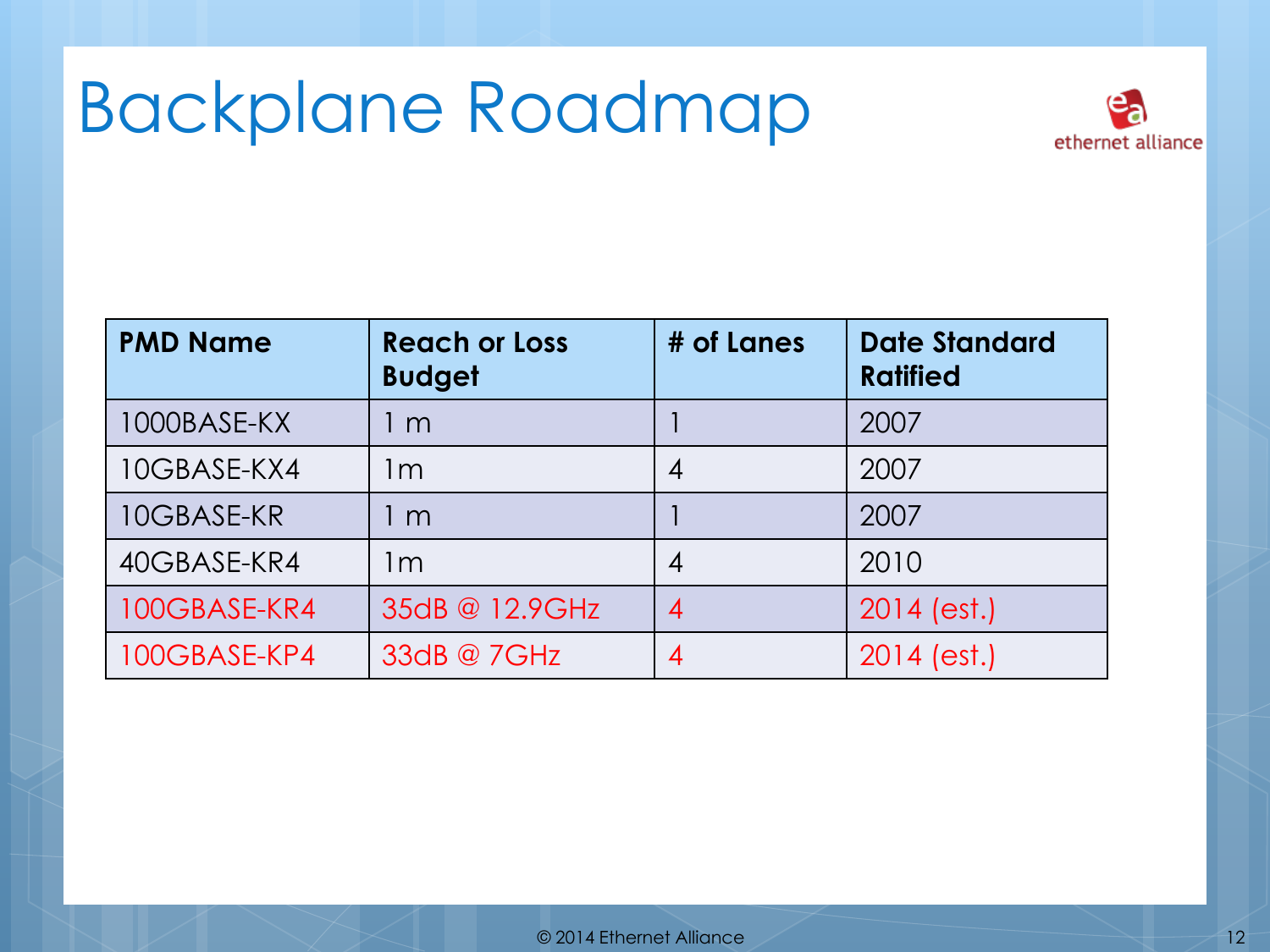# Backplane Roadmap

| PMD Name | Reach or Loss Budget | # of Lanes | Date Standard Ratified |
|---|---|---|---|
| 1000BASE-KX | 1 m | 1 | 2007 |
| 10GBASE-KX4 | 1m | 4 | 2007 |
| 10GBASE-KR | 1 m | 1 | 2007 |
| 40GBASE-KR4 | 1m | 4 | 2010 |
| 100GBASE-KR4 | 35dB @ 12.9GHz | 4 | 2014 (est.) |
| 100GBASE-KP4 | 33dB @ 7GHz | 4 | 2014 (est.) |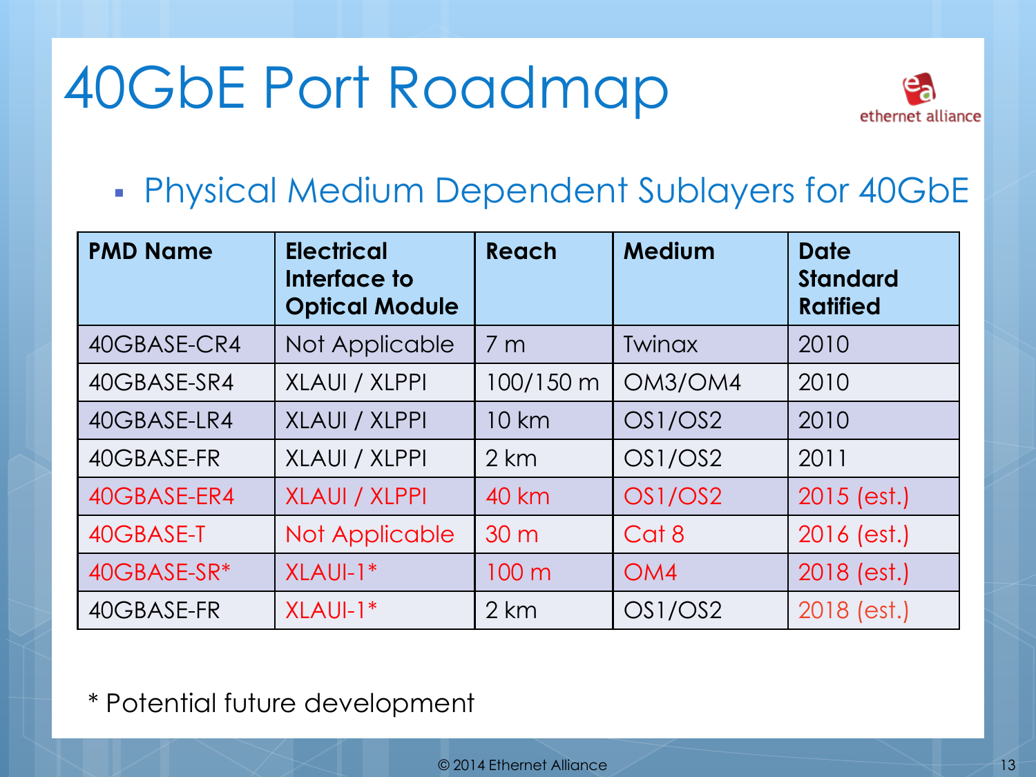# 40GbE Port Roadmap

- Physical Medium Dependent Sublayers for 40GbE

| PMD Name | Electrical Interface to Optical Module | Reach | Medium | Date Standard Ratified |
|---|---|---|---|---|
| 40GBASE-CR4 | Not Applicable | 7 m | Twinax | 2010 |
| 40GBASE-SR4 | XLAUI / XLPPI | 100/150 m | OM3/OM4 | 2010 |
| 40GBASE-LR4 | XLAUI / XLPPI | 10 km | OS1/OS2 | 2010 |
| 40GBASE-FR | XLAUI / XLPPI | 2 km | OS1/OS2 | 2011 |
| 40GBASE-ER4 | XLAUI / XLPPI | 40 km | OS1/OS2 | 2015 (est.) |
| 40GBASE-T | Not Applicable | 30 m | Cat 8 | 2016 (est.) |
| 40GBASE-SR* | XLAUI-1* | 100 m | OM4 | 2018 (est.) |
| 40GBASE-FR | XLAUI-1* | 2 km | OS1/OS2 | 2018 (est.) |

* Potential future development

© 2014 Ethernet Alliance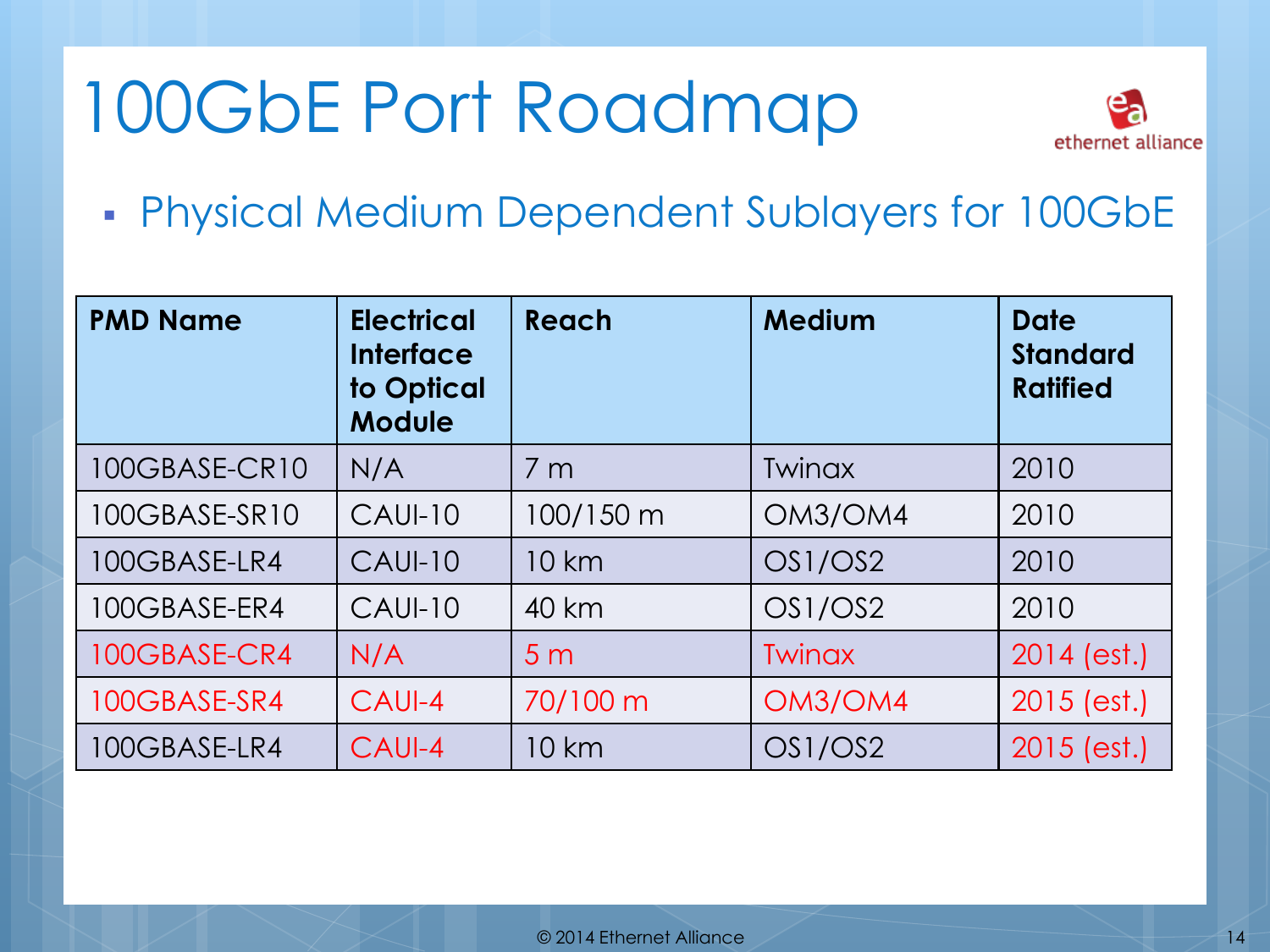# 100GbE Port Roadmap

- Physical Medium Dependent Sublayers for 100GbE

| PMD Name | Electrical Interface to Optical Module | Reach | Medium | Date Standard Ratified |
|---|---|---|---|---|
| 100GBASE-CR10 | N/A | 7 m | Twinax | 2010 |
| 100GBASE-SR10 | CAUI-10 | 100/150 m | OM3/OM4 | 2010 |
| 100GBASE-LR4 | CAUI-10 | 10 km | OS1/OS2 | 2010 |
| 100GBASE-ER4 | CAUI-10 | 40 km | OS1/OS2 | 2010 |
| 100GBASE-CR4 | N/A | 5 m | Twinax | 2014 (est.) |
| 100GBASE-SR4 | CAUI-4 | 70/100 m | OM3/OM4 | 2015 (est.) |
| 100GBASE-LR4 | CAUI-4 | 10 km | OS1/OS2 | 2015 (est.) |

© 2014 Ethernet Alliance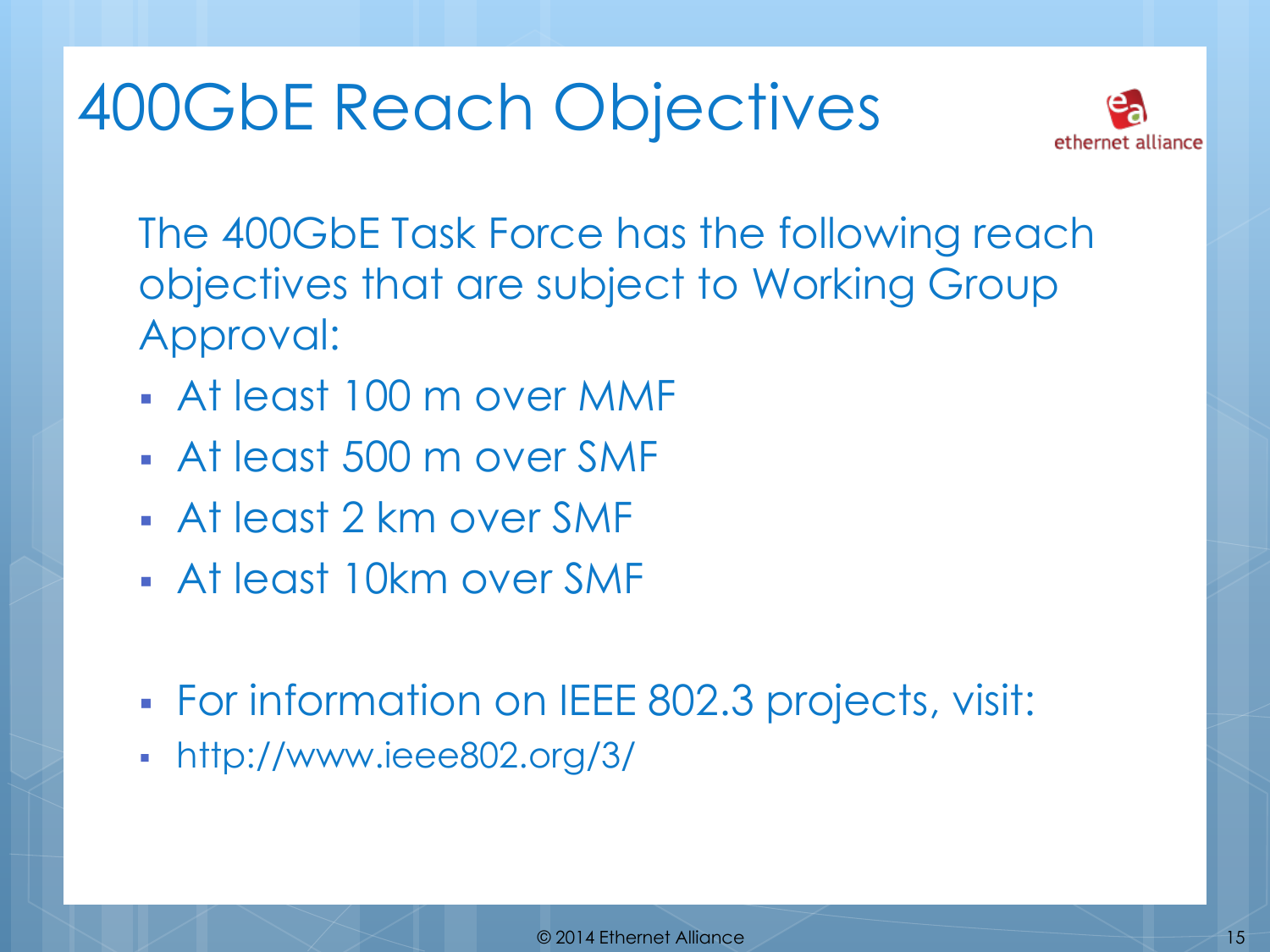# 400GbE Reach Objectives

The 400GbE Task Force has the following reach objectives that are subject to Working Group Approval:

- At least 100 m over MMF
- At least 500 m over SMF
- At least 2 km over SMF
- At least 10km over SMF

- For information on IEEE 802.3 projects, visit:
- http://www.ieee802.org/3/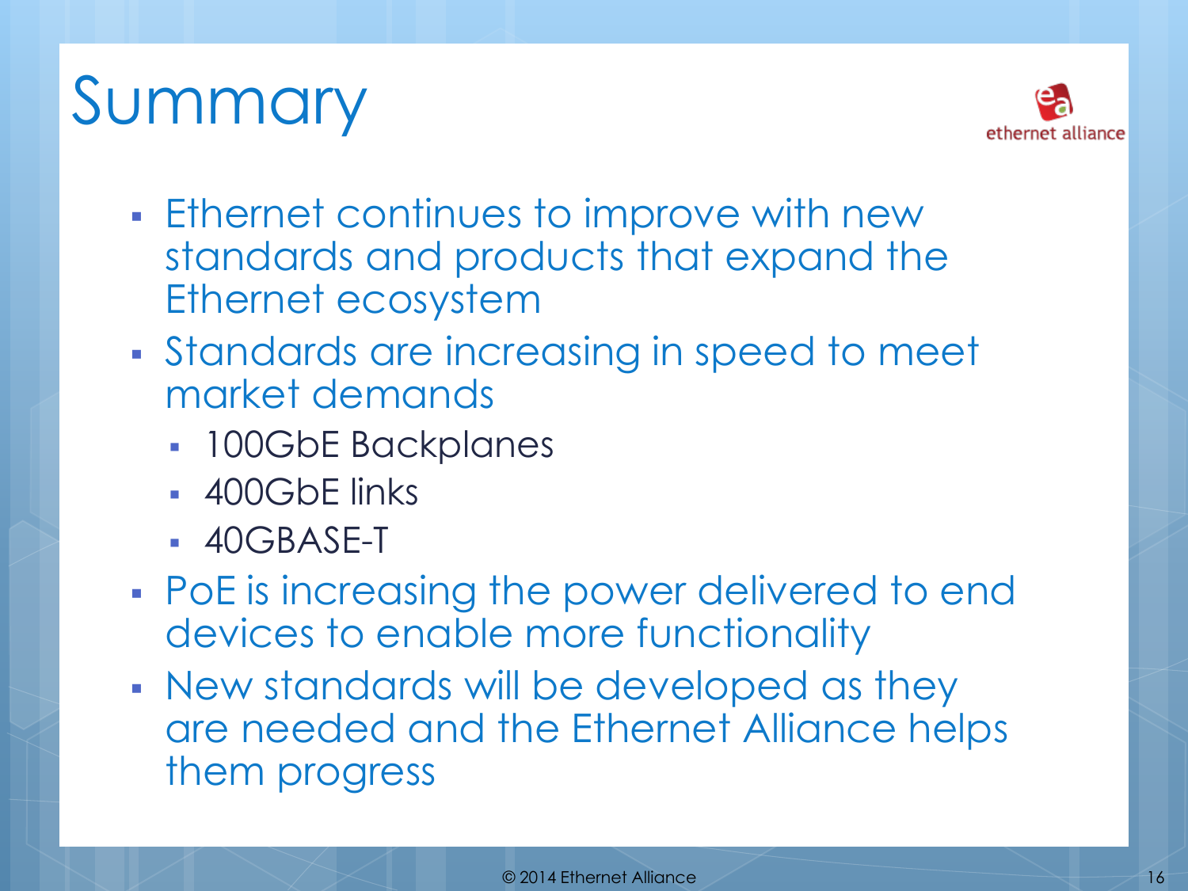# Summary

- Ethernet continues to improve with new standards and products that expand the Ethernet ecosystem
- Standards are increasing in speed to meet market demands
  - 100GbE Backplanes
  - 400GbE links
  - 40GBASE-T
- PoE is increasing the power delivered to end devices to enable more functionality
- New standards will be developed as they are needed and the Ethernet Alliance helps them progress